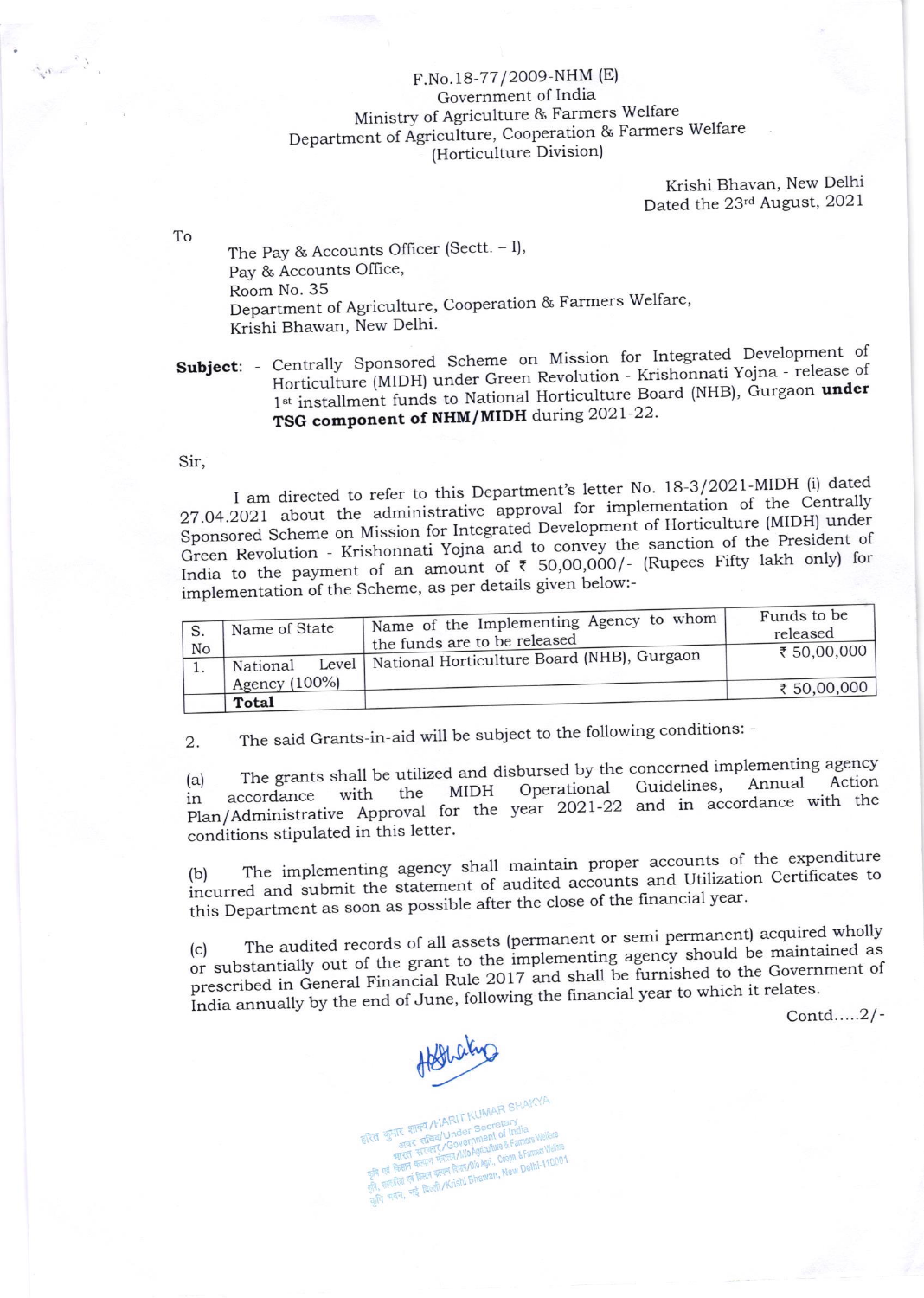F.No.18-77/2009-NHM (E)
Government of India
Ministry of Agriculture & Farmers Welfare
Department of Agriculture, Cooperation & Farmers Welfare
(Horticulture Division)

Krishi Bhawan, New Delhi
Dated the 23rd August, 2021

To

The Pay & Accounts Officer (Sectt. – I),
Pay & Accounts Office,
Room No. 35
Department of Agriculture, Cooperation & Farmers Welfare,
Krishi Bhawan, New Delhi.

**Subject**: - Centrally Sponsored Scheme on Mission for Integrated Development of Horticulture (MIDH) under Green Revolution - Krishonnati Yojna - release of 1st installment funds to National Horticulture Board (NHB), Gurgaon **under TSG component of NHM/MIDH** during 2021-22.

Sir,

I am directed to refer to this Department's letter No. 18-3/2021-MIDH (i) dated 27.04.2021 about the administrative approval for implementation of the Centrally Sponsored Scheme on Mission for Integrated Development of Horticulture (MIDH) under Green Revolution - Krishonnati Yojna and to convey the sanction of the President of India to the payment of an amount of ₹ 50,00,000/- (Rupees Fifty lakh only) for implementation of the Scheme, as per details given below:-

| S. No | Name of State | Name of the Implementing Agency to whom the funds are to be released | Funds to be released |
|---|---|---|---|
| 1. | National Level Agency (100%) | National Horticulture Board (NHB), Gurgaon | ₹ 50,00,000 |
| | **Total** | | ₹ 50,00,000 |

2. The said Grants-in-aid will be subject to the following conditions: -

(a) The grants shall be utilized and disbursed by the concerned implementing agency in accordance with the MIDH Operational Guidelines, Annual Action Plan/Administrative Approval for the year 2021-22 and in accordance with the conditions stipulated in this letter.

(b) The implementing agency shall maintain proper accounts of the expenditure incurred and submit the statement of audited accounts and Utilization Certificates to this Department as soon as possible after the close of the financial year.

(c) The audited records of all assets (permanent or semi permanent) acquired wholly or substantially out of the grant to the implementing agency should be maintained as prescribed in General Financial Rule 2017 and shall be furnished to the Government of India annually by the end of June, following the financial year to which it relates.

Contd.....2/-

हरित कुमार शाक्य/HARIT KUMAR SHAKYA
अवर सचिव/Under Secretary
भारत सरकार/Government of India
कृषि एवं किसान कल्याण मंत्रालय/M/o Agriculture & Farmers Welfare
कृषि, सहकारिता एवं किसान कल्याण विभाग/D/o Agri., Coopn. & Farmers Welfare
कृषि भवन, नई दिल्ली/Krishi Bhawan, New Delhi-110001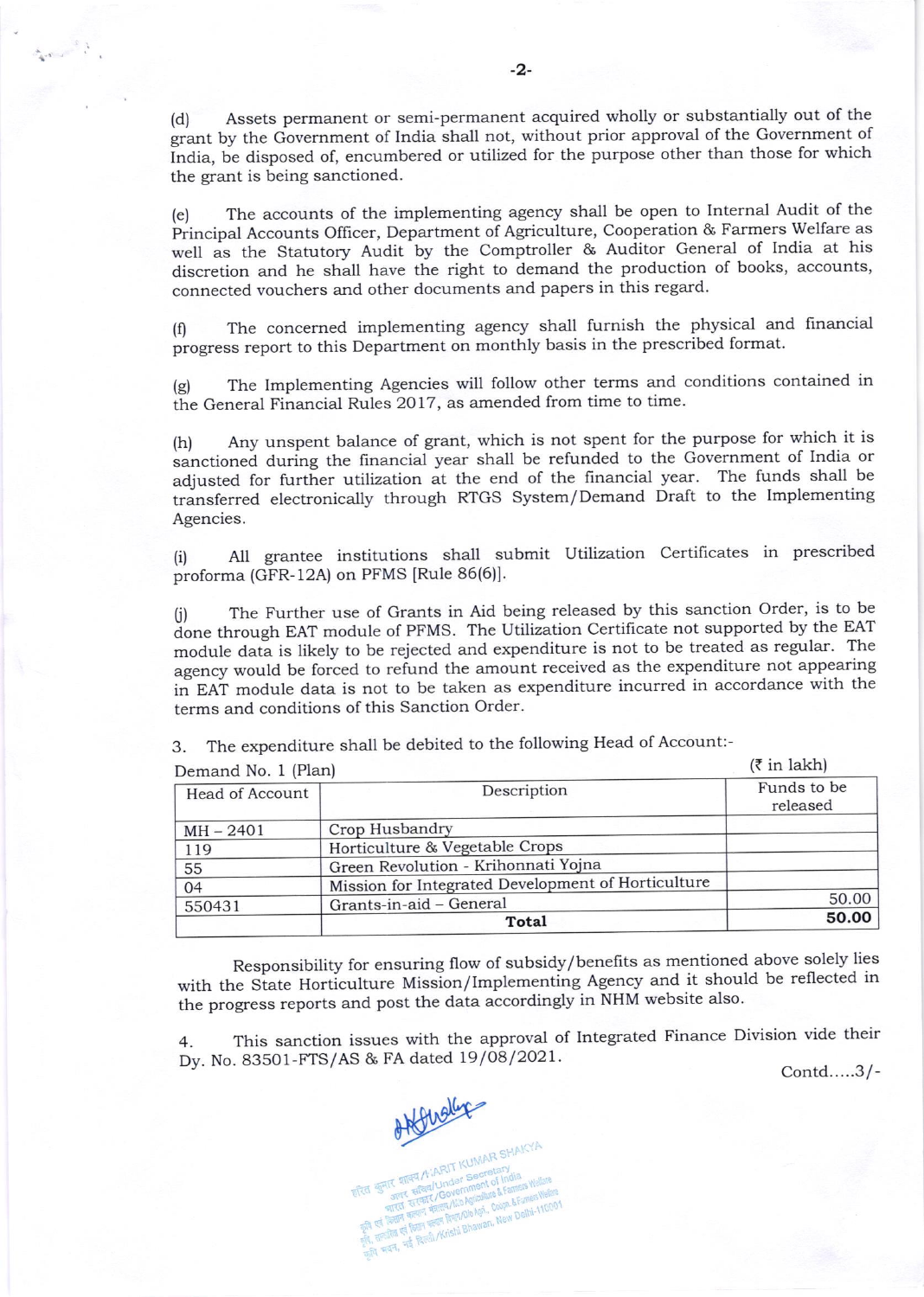(d) Assets permanent or semi-permanent acquired wholly or substantially out of the grant by the Government of India shall not, without prior approval of the Government of India, be disposed of, encumbered or utilized for the purpose other than those for which the grant is being sanctioned.

(e) The accounts of the implementing agency shall be open to Internal Audit of the Principal Accounts Officer, Department of Agriculture, Cooperation & Farmers Welfare as well as the Statutory Audit by the Comptroller & Auditor General of India at his discretion and he shall have the right to demand the production of books, accounts, connected vouchers and other documents and papers in this regard.

(f) The concerned implementing agency shall furnish the physical and financial progress report to this Department on monthly basis in the prescribed format.

(g) The Implementing Agencies will follow other terms and conditions contained in the General Financial Rules 2017, as amended from time to time.

(h) Any unspent balance of grant, which is not spent for the purpose for which it is sanctioned during the financial year shall be refunded to the Government of India or adjusted for further utilization at the end of the financial year. The funds shall be transferred electronically through RTGS System/Demand Draft to the Implementing Agencies.

(i) All grantee institutions shall submit Utilization Certificates in prescribed proforma (GFR-12A) on PFMS [Rule 86(6)].

(j) The Further use of Grants in Aid being released by this sanction Order, is to be done through EAT module of PFMS. The Utilization Certificate not supported by the EAT module data is likely to be rejected and expenditure is not to be treated as regular. The agency would be forced to refund the amount received as the expenditure not appearing in EAT module data is not to be taken as expenditure incurred in accordance with the terms and conditions of this Sanction Order.

3. The expenditure shall be debited to the following Head of Account:-

Demand No. 1 (Plan) (₹ in lakh)

| Head of Account | Description | Funds to be released |
|---|---|---|
| MH – 2401 | Crop Husbandry | |
| 119 | Horticulture & Vegetable Crops | |
| 55 | Green Revolution - Krihonnati Yojna | |
| 04 | Mission for Integrated Development of Horticulture | |
| 550431 | Grants-in-aid – General | 50.00 |
| | **Total** | **50.00** |

Responsibility for ensuring flow of subsidy/benefits as mentioned above solely lies with the State Horticulture Mission/Implementing Agency and it should be reflected in the progress reports and post the data accordingly in NHM website also.

4. This sanction issues with the approval of Integrated Finance Division vide their Dy. No. 83501-FTS/AS & FA dated 19/08/2021.

Contd.....3/-

हरित कुमार शाक्य/HARIT KUMAR SHAKYA
अवर सचिव/Under Secretary
भारत सरकार/Government of India
कृषि एवं किसान कल्याण मंत्रालय/M/o Agriculture & Farmers Welfare
कृषि, सहकारिता एवं किसान कल्याण विभाग/D/o Agri., Coop. & Farmers Welfare
कृषि भवन, नई दिल्ली/Krishi Bhawan, New Delhi-110001